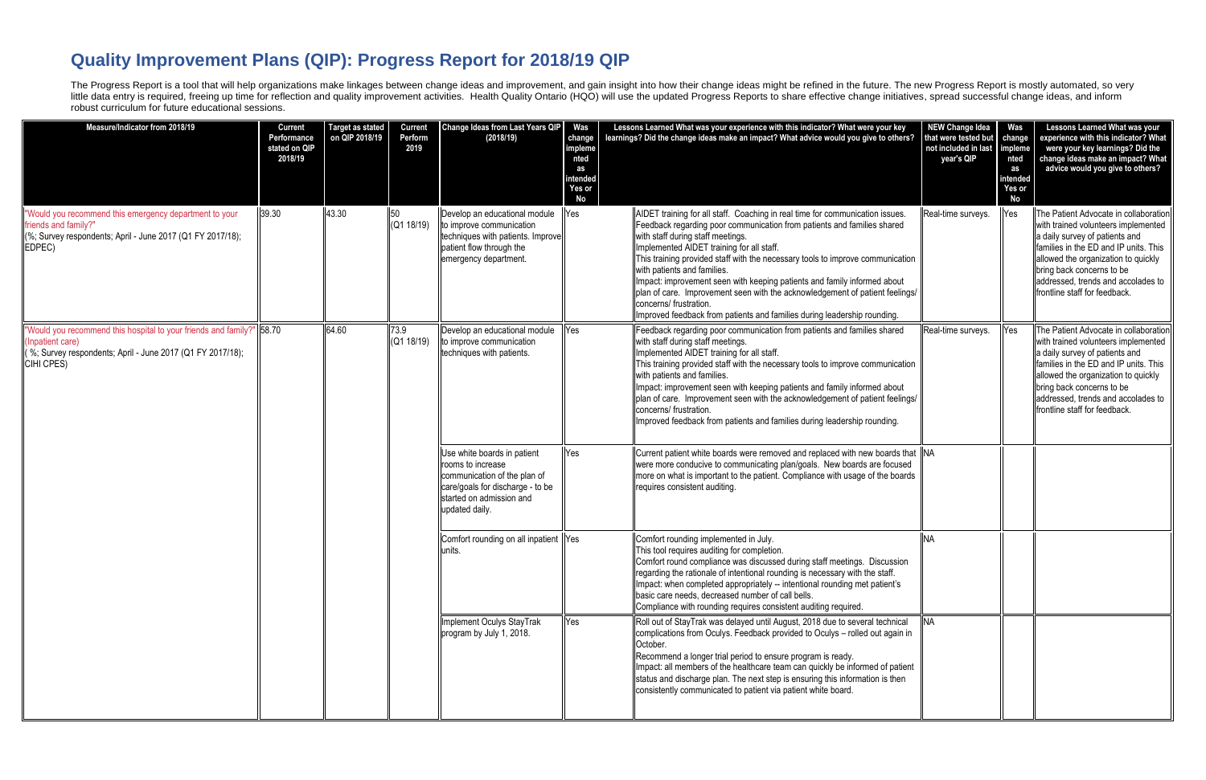# Quality Improvement Plans (QIP): Progress Report for 2018/19 QIP

The Progress Report is a tool that will help organizations make linkages between change ideas and improvement, and gain insight into how their change ideas might be refined in the future. The new Progress Report is mostly automated, so very little data entry is required, freeing up time for reflection and quality improvement activities. Health Quality Ontario (HQO) will use the updated Progress Reports to share effective change initiatives, spread successful change ideas, and inform robust curriculum for future educational sessions.

| Measure/Indicator from 2018/19 | Current Performance stated on QIP 2018/19 | Target as stated on QIP 2018/19 | Current Perform 2019 | Change Ideas from Last Years QIP (2018/19) | Was change implemented as intended Yes or No | Lessons Learned What was your experience with this indicator? What were your key learnings? Did the change ideas make an impact? What advice would you give to others? | NEW Change Idea that were tested but not included in last year's QIP | Was change implemented as intended Yes or No | Lessons Learned What was your experience with this indicator? What were your key learnings? Did the change ideas make an impact? What advice would you give to others? |
|---|---|---|---|---|---|---|---|---|---|
| "Would you recommend this emergency department to your friends and family?" (%; Survey respondents; April - June 2017 (Q1 FY 2017/18); EDPEC) | 39.30 | 43.30 | 50 (Q1 18/19) | Develop an educational module to improve communication techniques with patients. Improve patient flow through the emergency department. | Yes | AIDET training for all staff. Coaching in real time for communication issues. Feedback regarding poor communication from patients and families shared with staff during staff meetings. Implemented AIDET training for all staff. This training provided staff with the necessary tools to improve communication with patients and families. Impact: improvement seen with keeping patients and family informed about plan of care. Improvement seen with the acknowledgement of patient feelings/ concerns/ frustration. Improved feedback from patients and families during leadership rounding. | Real-time surveys. | Yes | The Patient Advocate in collaboration with trained volunteers implemented a daily survey of patients and families in the ED and IP units. This allowed the organization to quickly bring back concerns to be addressed, trends and accolades to frontline staff for feedback. |
| "Would you recommend this hospital to your friends and family?" (Inpatient care) ( %; Survey respondents; April - June 2017 (Q1 FY 2017/18); CIHI CPES) | 58.70 | 64.60 | 73.9 (Q1 18/19) | Develop an educational module to improve communication techniques with patients. | Yes | Feedback regarding poor communication from patients and families shared with staff during staff meetings. Implemented AIDET training for all staff. This training provided staff with the necessary tools to improve communication with patients and families. Impact: improvement seen with keeping patients and family informed about plan of care. Improvement seen with the acknowledgement of patient feelings/ concerns/ frustration. Improved feedback from patients and families during leadership rounding. | Real-time surveys. | Yes | The Patient Advocate in collaboration with trained volunteers implemented a daily survey of patients and families in the ED and IP units. This allowed the organization to quickly bring back concerns to be addressed, trends and accolades to frontline staff for feedback. |
| | | | | Use white boards in patient rooms to increase communication of the plan of care/goals for discharge - to be started on admission and updated daily. | Yes | Current patient white boards were removed and replaced with new boards that were more conducive to communicating plan/goals. New boards are focused more on what is important to the patient. Compliance with usage of the boards requires consistent auditing. | NA | | |
| | | | | Comfort rounding on all inpatient units. | Yes | Comfort rounding implemented in July. This tool requires auditing for completion. Comfort round compliance was discussed during staff meetings. Discussion regarding the rationale of intentional rounding is necessary with the staff. Impact: when completed appropriately -- intentional rounding met patient's basic care needs, decreased number of call bells. Compliance with rounding requires consistent auditing required. | NA | | |
| | | | | Implement Oculys StayTrak program by July 1, 2018. | Yes | Roll out of StayTrak was delayed until August, 2018 due to several technical complications from Oculys. Feedback provided to Oculys – rolled out again in October. Recommend a longer trial period to ensure program is ready. Impact: all members of the healthcare team can quickly be informed of patient status and discharge plan. The next step is ensuring this information is then consistently communicated to patient via patient white board. | NA | | |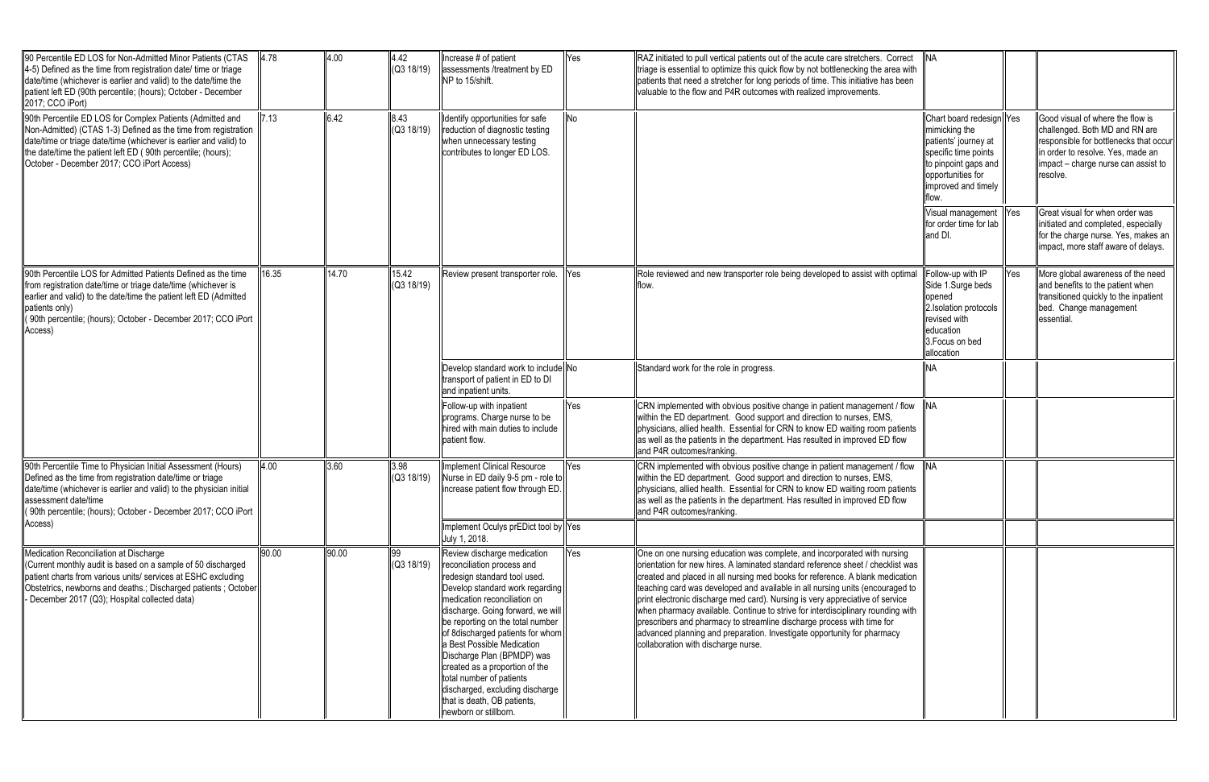| | | | | | | | | | |
|---|---|---|---|---|---|---|---|---|---|
| 90 Percentile ED LOS for Non-Admitted Minor Patients (CTAS 4-5) Defined as the time from registration date/ time or triage date/time (whichever is earlier and valid) to the date/time the patient left ED (90th percentile; (hours); October - December 2017; CCO iPort) | 4.78 | 4.00 | 4.42 (Q3 18/19) | Increase # of patient assessments /treatment by ED NP to 15/shift. | Yes | RAZ initiated to pull vertical patients out of the acute care stretchers. Correct triage is essential to optimize this quick flow by not bottlenecking the area with patients that need a stretcher for long periods of time. This initiative has been valuable to the flow and P4R outcomes with realized improvements. | NA | | |
| 90th Percentile ED LOS for Complex Patients (Admitted and Non-Admitted) (CTAS 1-3) Defined as the time from registration date/time or triage date/time (whichever is earlier and valid) to the date/time the patient left ED ( 90th percentile; (hours); October - December 2017; CCO iPort Access) | 7.13 | 6.42 | 8.43 (Q3 18/19) | Identify opportunities for safe reduction of diagnostic testing when unnecessary testing contributes to longer ED LOS. | No | | Chart board redesign mimicking the patients' journey at specific time points to pinpoint gaps and opportunities for improved and timely flow. | Yes | Good visual of where the flow is challenged. Both MD and RN are responsible for bottlenecks that occur in order to resolve. Yes, made an impact – charge nurse can assist to resolve. |
| | | | | | | | Visual management for order time for lab and DI. | Yes | Great visual for when order was initiated and completed, especially for the charge nurse. Yes, makes an impact, more staff aware of delays. |
| 90th Percentile LOS for Admitted Patients Defined as the time from registration date/time or triage date/time (whichever is earlier and valid) to the date/time the patient left ED (Admitted patients only) ( 90th percentile; (hours); October - December 2017; CCO iPort Access) | 16.35 | 14.70 | 15.42 (Q3 18/19) | Review present transporter role. | Yes | Role reviewed and new transporter role being developed to assist with optimal flow. | Follow-up with IP Side 1.Surge beds opened 2.Isolation protocols revised with education 3.Focus on bed allocation | Yes | More global awareness of the need and benefits to the patient when transitioned quickly to the inpatient bed. Change management essential. |
| | | | | Develop standard work to include transport of patient in ED to DI and inpatient units. | No | Standard work for the role in progress. | NA | | |
| | | | | Follow-up with inpatient programs. Charge nurse to be hired with main duties to include patient flow. | Yes | CRN implemented with obvious positive change in patient management / flow within the ED department. Good support and direction to nurses, EMS, physicians, allied health. Essential for CRN to know ED waiting room patients as well as the patients in the department. Has resulted in improved ED flow and P4R outcomes/ranking. | NA | | |
| 90th Percentile Time to Physician Initial Assessment (Hours) Defined as the time from registration date/time or triage date/time (whichever is earlier and valid) to the physician initial assessment date/time ( 90th percentile; (hours); October - December 2017; CCO iPort Access) | 4.00 | 3.60 | 3.98 (Q3 18/19) | Implement Clinical Resource Nurse in ED daily 9-5 pm - role to increase patient flow through ED. | Yes | CRN implemented with obvious positive change in patient management / flow within the ED department. Good support and direction to nurses, EMS, physicians, allied health. Essential for CRN to know ED waiting room patients as well as the patients in the department. Has resulted in improved ED flow and P4R outcomes/ranking. | NA | | |
| | | | | Implement Oculys prEDict tool by July 1, 2018. | Yes | | | | |
| Medication Reconciliation at Discharge (Current monthly audit is based on a sample of 50 discharged patient charts from various units/ services at ESHC excluding Obstetrics, newborns and deaths.; Discharged patients ; October - December 2017 (Q3); Hospital collected data) | 90.00 | 90.00 | 99 (Q3 18/19) | Review discharge medication reconciliation process and redesign standard tool used. Develop standard work regarding medication reconciliation on discharge. Going forward, we will be reporting on the total number of 8discharged patients for whom a Best Possible Medication Discharge Plan (BPMDP) was created as a proportion of the total number of patients discharged, excluding discharge that is death, OB patients, newborn or stillborn. | Yes | One on one nursing education was complete, and incorporated with nursing orientation for new hires. A laminated standard reference sheet / checklist was created and placed in all nursing med books for reference. A blank medication teaching card was developed and available in all nursing units (encouraged to print electronic discharge med card). Nursing is very appreciative of service when pharmacy available. Continue to strive for interdisciplinary rounding with prescribers and pharmacy to streamline discharge process with time for advanced planning and preparation. Investigate opportunity for pharmacy collaboration with discharge nurse. | | | |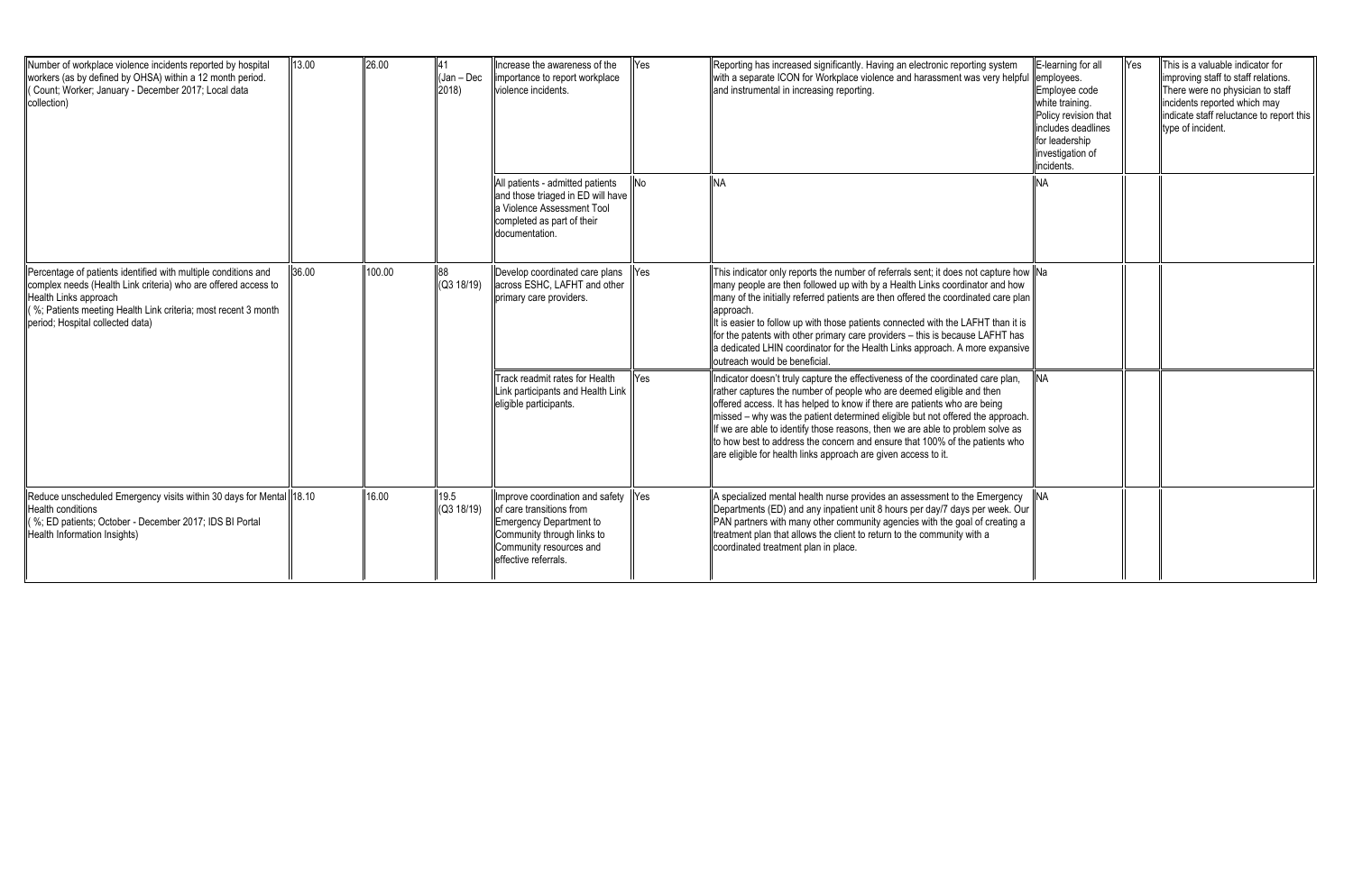| | | | | | | | | | |
|---|---|---|---|---|---|---|---|---|---|
| Number of workplace violence incidents reported by hospital workers (as by defined by OHSA) within a 12 month period. ( Count; Worker; January - December 2017; Local data collection) | 13.00 | 26.00 | 41 (Jan – Dec 2018) | Increase the awareness of the importance to report workplace violence incidents. | Yes | Reporting has increased significantly. Having an electronic reporting system with a separate ICON for Workplace violence and harassment was very helpful and instrumental in increasing reporting. | E-learning for all employees. Employee code white training. Policy revision that includes deadlines for leadership investigation of incidents. | Yes | This is a valuable indicator for improving staff to staff relations. There were no physician to staff incidents reported which may indicate staff reluctance to report this type of incident. |
| | | | | All patients - admitted patients and those triaged in ED will have a Violence Assessment Tool completed as part of their documentation. | No | NA | NA | | |
| Percentage of patients identified with multiple conditions and complex needs (Health Link criteria) who are offered access to Health Links approach ( %; Patients meeting Health Link criteria; most recent 3 month period; Hospital collected data) | 36.00 | 100.00 | 88 (Q3 18/19) | Develop coordinated care plans across ESHC, LAFHT and other primary care providers. | Yes | This indicator only reports the number of referrals sent; it does not capture how many people are then followed up with by a Health Links coordinator and how many of the initially referred patients are then offered the coordinated care plan approach. It is easier to follow up with those patients connected with the LAFHT than it is for the patents with other primary care providers – this is because LAFHT has a dedicated LHIN coordinator for the Health Links approach. A more expansive outreach would be beneficial. | Na | | |
| | | | | Track readmit rates for Health Link participants and Health Link eligible participants. | Yes | Indicator doesn't truly capture the effectiveness of the coordinated care plan, rather captures the number of people who are deemed eligible and then offered access. It has helped to know if there are patients who are being missed – why was the patient determined eligible but not offered the approach. If we are able to identify those reasons, then we are able to problem solve as to how best to address the concern and ensure that 100% of the patients who are eligible for health links approach are given access to it. | NA | | |
| Reduce unscheduled Emergency visits within 30 days for Mental Health conditions ( %; ED patients; October - December 2017; IDS BI Portal Health Information Insights) | 18.10 | 16.00 | 19.5 (Q3 18/19) | Improve coordination and safety of care transitions from Emergency Department to Community through links to Community resources and effective referrals. | Yes | A specialized mental health nurse provides an assessment to the Emergency Departments (ED) and any inpatient unit 8 hours per day/7 days per week. Our PAN partners with many other community agencies with the goal of creating a treatment plan that allows the client to return to the community with a coordinated treatment plan in place. | NA | | |